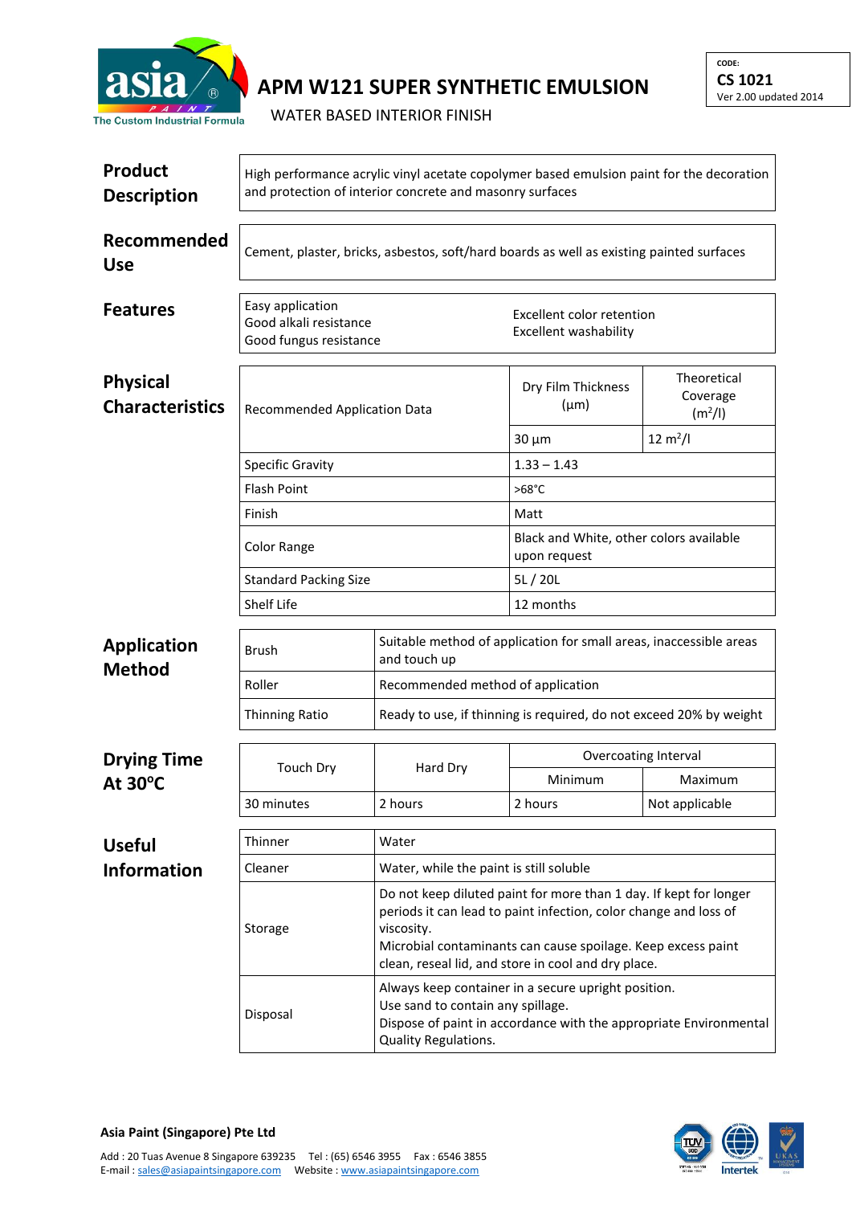asia PAINT
The Custom Industrial Formula

# APM W121 SUPER SYNTHETIC EMULSION

WATER BASED INTERIOR FINISH

CODE:
**CS 1021**
Ver 2.00 updated 2014

## Product Description

High performance acrylic vinyl acetate copolymer based emulsion paint for the decoration and protection of interior concrete and masonry surfaces

## Recommended Use

Cement, plaster, bricks, asbestos, soft/hard boards as well as existing painted surfaces

## Features

- Easy application
- Good alkali resistance
- Good fungus resistance
- Excellent color retention
- Excellent washability

## Physical Characteristics

| Recommended Application Data | Dry Film Thickness (µm) | Theoretical Coverage ($m^2$/l) |
|---|---|---|
| | 30 µm | 12 $m^2$/l |
| Specific Gravity | 1.33 – 1.43 | |
| Flash Point | >68°C | |
| Finish | Matt | |
| Color Range | Black and White, other colors available upon request | |
| Standard Packing Size | 5L / 20L | |
| Shelf Life | 12 months | |

## Application Method

| | |
|---|---|
| Brush | Suitable method of application for small areas, inaccessible areas and touch up |
| Roller | Recommended method of application |
| Thinning Ratio | Ready to use, if thinning is required, do not exceed 20% by weight |

## Drying Time At 30°C

| Touch Dry | Hard Dry | Overcoating Interval | |
|---|---|---|---|
| | | Minimum | Maximum |
| 30 minutes | 2 hours | 2 hours | Not applicable |

## Useful Information

| | |
|---|---|
| Thinner | Water |
| Cleaner | Water, while the paint is still soluble |
| Storage | Do not keep diluted paint for more than 1 day. If kept for longer periods it can lead to paint infection, color change and loss of viscosity.<br>Microbial contaminants can cause spoilage. Keep excess paint clean, reseal lid, and store in cool and dry place. |
| Disposal | Always keep container in a secure upright position.<br>Use sand to contain any spillage.<br>Dispose of paint in accordance with the appropriate Environmental Quality Regulations. |

**Asia Paint (Singapore) Pte Ltd**

Add : 20 Tuas Avenue 8 Singapore 639235 Tel : (65) 6546 3955 Fax : 6546 3855
E-mail : sales@asiapaintsingapore.com Website : www.asiapaintsingapore.com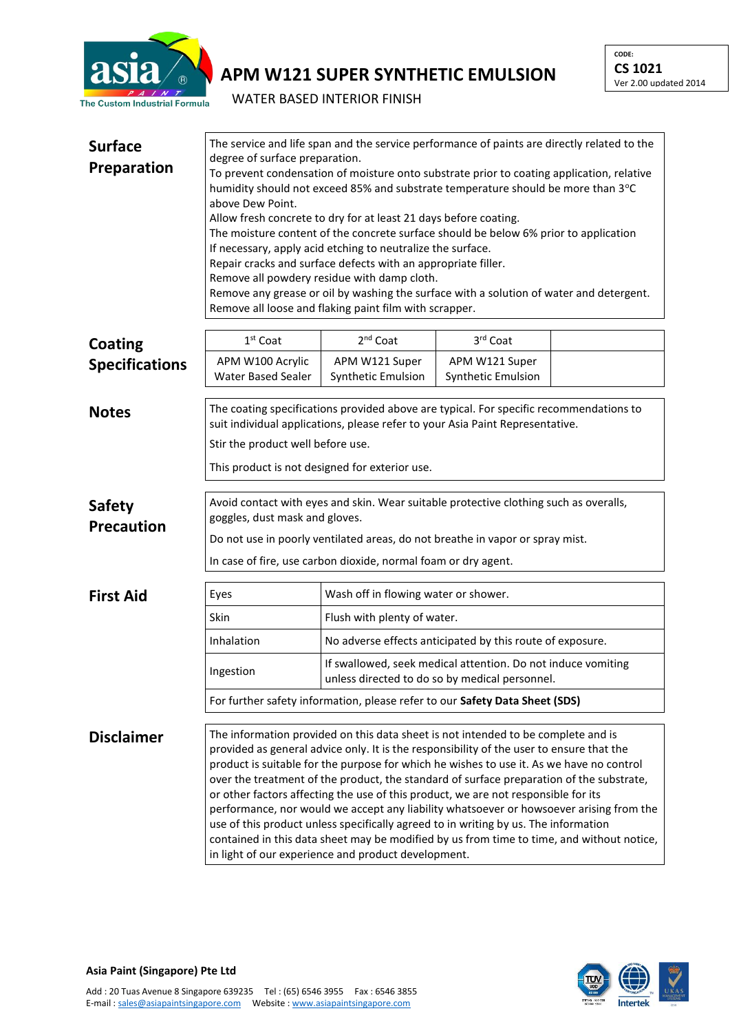# APM W121 SUPER SYNTHETIC EMULSION

WATER BASED INTERIOR FINISH

CODE:
**CS 1021**
Ver 2.00 updated 2014

## Surface Preparation

The service and life span and the service performance of paints are directly related to the degree of surface preparation.
To prevent condensation of moisture onto substrate prior to coating application, relative humidity should not exceed 85% and substrate temperature should be more than 3°C above Dew Point.
Allow fresh concrete to dry for at least 21 days before coating.
The moisture content of the concrete surface should be below 6% prior to application
If necessary, apply acid etching to neutralize the surface.
Repair cracks and surface defects with an appropriate filler.
Remove all powdery residue with damp cloth.
Remove any grease or oil by washing the surface with a solution of water and detergent.
Remove all loose and flaking paint film with scrapper.

## Coating Specifications

| 1st Coat | 2nd Coat | 3rd Coat | |
|---|---|---|---|
| APM W100 Acrylic Water Based Sealer | APM W121 Super Synthetic Emulsion | APM W121 Super Synthetic Emulsion | |

## Notes

The coating specifications provided above are typical. For specific recommendations to suit individual applications, please refer to your Asia Paint Representative.

Stir the product well before use.

This product is not designed for exterior use.

## Safety Precaution

Avoid contact with eyes and skin. Wear suitable protective clothing such as overalls, goggles, dust mask and gloves.

Do not use in poorly ventilated areas, do not breathe in vapor or spray mist.

In case of fire, use carbon dioxide, normal foam or dry agent.

## First Aid

| | |
|---|---|
| Eyes | Wash off in flowing water or shower. |
| Skin | Flush with plenty of water. |
| Inhalation | No adverse effects anticipated by this route of exposure. |
| Ingestion | If swallowed, seek medical attention. Do not induce vomiting unless directed to do so by medical personnel. |
| For further safety information, please refer to our **Safety Data Sheet (SDS)** | |

## Disclaimer

The information provided on this data sheet is not intended to be complete and is provided as general advice only. It is the responsibility of the user to ensure that the product is suitable for the purpose for which he wishes to use it. As we have no control over the treatment of the product, the standard of surface preparation of the substrate, or other factors affecting the use of this product, we are not responsible for its performance, nor would we accept any liability whatsoever or howsoever arising from the use of this product unless specifically agreed to in writing by us. The information contained in this data sheet may be modified by us from time to time, and without notice, in light of our experience and product development.

**Asia Paint (Singapore) Pte Ltd**

Add : 20 Tuas Avenue 8 Singapore 639235 Tel : (65) 6546 3955 Fax : 6546 3855
E-mail : sales@asiapaintsingapore.com Website : www.asiapaintsingapore.com